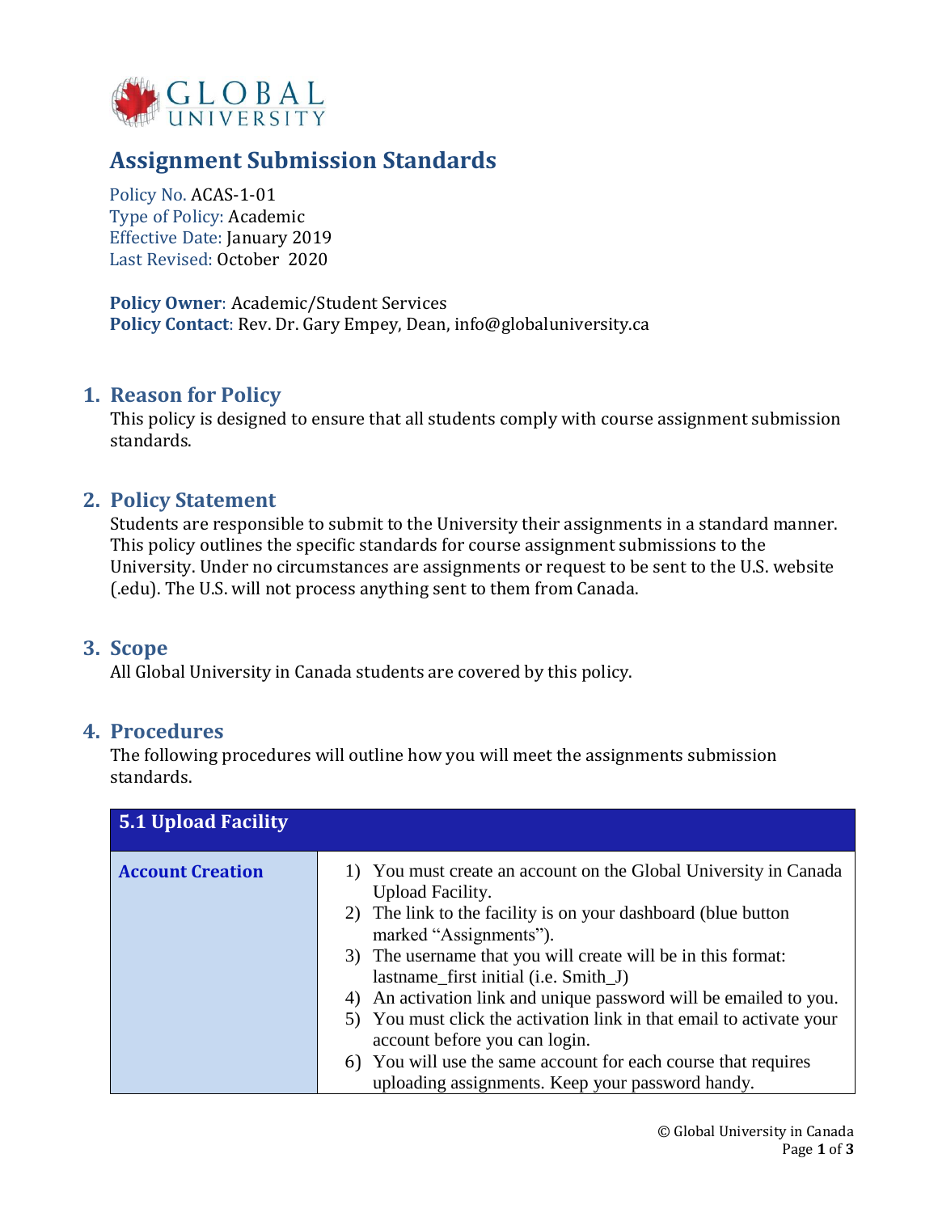GLOBAL UNIVERSITY

# Assignment Submission Standards

Policy No. ACAS-1-01
Type of Policy: Academic
Effective Date: January 2019
Last Revised: October 2020

**Policy Owner**: Academic/Student Services
**Policy Contact**: Rev. Dr. Gary Empey, Dean, info@globaluniversity.ca

## 1. Reason for Policy

This policy is designed to ensure that all students comply with course assignment submission standards.

## 2. Policy Statement

Students are responsible to submit to the University their assignments in a standard manner. This policy outlines the specific standards for course assignment submissions to the University. Under no circumstances are assignments or request to be sent to the U.S. website (.edu). The U.S. will not process anything sent to them from Canada.

## 3. Scope

All Global University in Canada students are covered by this policy.

## 4. Procedures

The following procedures will outline how you will meet the assignments submission standards.

| 5.1 Upload Facility | |
|---|---|
| **Account Creation** | 1) You must create an account on the Global University in Canada Upload Facility.<br>2) The link to the facility is on your dashboard (blue button marked “Assignments”).<br>3) The username that you will create will be in this format: lastname_first initial (i.e. Smith_J)<br>4) An activation link and unique password will be emailed to you.<br>5) You must click the activation link in that email to activate your account before you can login.<br>6) You will use the same account for each course that requires uploading assignments. Keep your password handy. |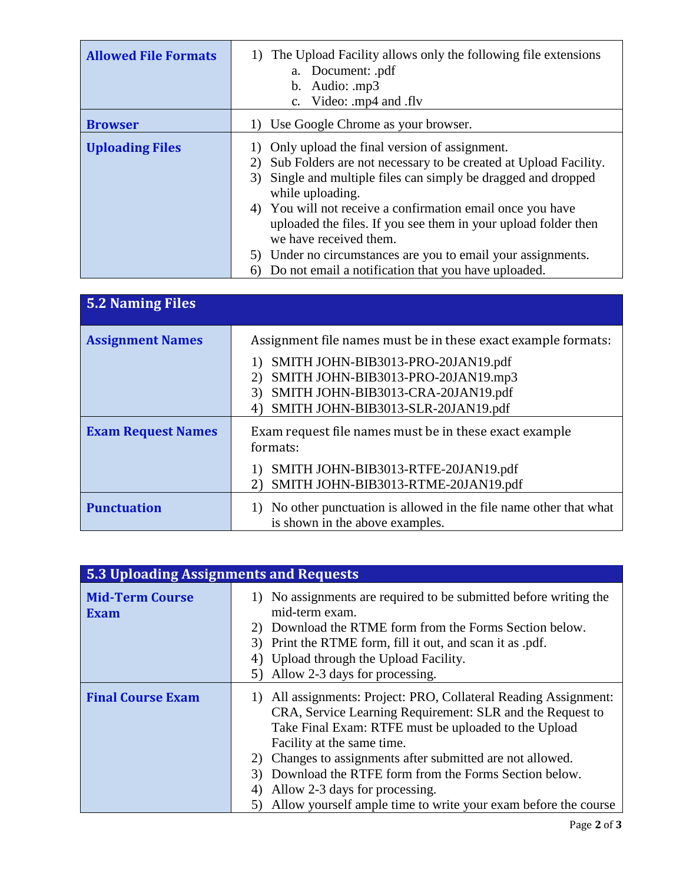| | |
|---|---|
| **Allowed File Formats** | 1) The Upload Facility allows only the following file extensions<br>a. Document: .pdf<br>b. Audio: .mp3<br>c. Video: .mp4 and .flv |
| **Browser** | 1) Use Google Chrome as your browser. |
| **Uploading Files** | 1) Only upload the final version of assignment.<br>2) Sub Folders are not necessary to be created at Upload Facility.<br>3) Single and multiple files can simply be dragged and dropped while uploading.<br>4) You will not receive a confirmation email once you have uploaded the files. If you see them in your upload folder then we have received them.<br>5) Under no circumstances are you to email your assignments.<br>6) Do not email a notification that you have uploaded. |

## 5.2 Naming Files

| | |
|---|---|
| **Assignment Names** | Assignment file names must be in these exact example formats:<br>1) SMITH JOHN-BIB3013-PRO-20JAN19.pdf<br>2) SMITH JOHN-BIB3013-PRO-20JAN19.mp3<br>3) SMITH JOHN-BIB3013-CRA-20JAN19.pdf<br>4) SMITH JOHN-BIB3013-SLR-20JAN19.pdf |
| **Exam Request Names** | Exam request file names must be in these exact example formats:<br>1) SMITH JOHN-BIB3013-RTFE-20JAN19.pdf<br>2) SMITH JOHN-BIB3013-RTME-20JAN19.pdf |
| **Punctuation** | 1) No other punctuation is allowed in the file name other that what is shown in the above examples. |

## 5.3 Uploading Assignments and Requests

| | |
|---|---|
| **Mid-Term Course Exam** | 1) No assignments are required to be submitted before writing the mid-term exam.<br>2) Download the RTME form from the Forms Section below.<br>3) Print the RTME form, fill it out, and scan it as .pdf.<br>4) Upload through the Upload Facility.<br>5) Allow 2-3 days for processing. |
| **Final Course Exam** | 1) All assignments: Project: PRO, Collateral Reading Assignment: CRA, Service Learning Requirement: SLR and the Request to Take Final Exam: RTFE must be uploaded to the Upload Facility at the same time.<br>2) Changes to assignments after submitted are not allowed.<br>3) Download the RTFE form from the Forms Section below.<br>4) Allow 2-3 days for processing.<br>5) Allow yourself ample time to write your exam before the course |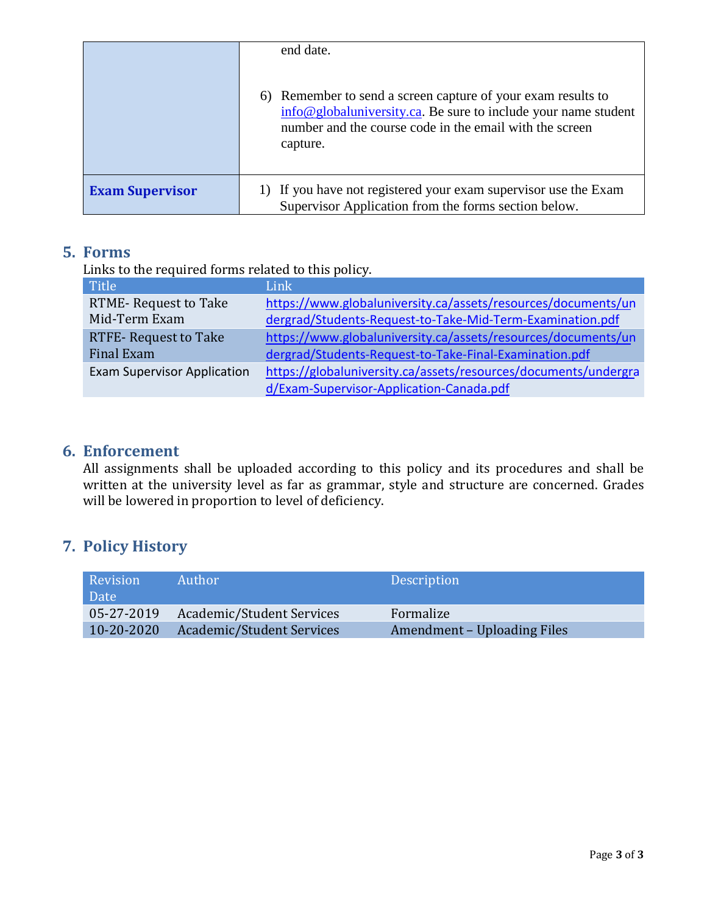| | |
|---|---|
| | end date.<br><br>6) Remember to send a screen capture of your exam results to info@globaluniversity.ca. Be sure to include your name student number and the course code in the email with the screen capture. |
| **Exam Supervisor** | 1) If you have not registered your exam supervisor use the Exam Supervisor Application from the forms section below. |

## 5. Forms

Links to the required forms related to this policy.

| Title | Link |
|---|---|
| RTME- Request to Take Mid-Term Exam | https://www.globaluniversity.ca/assets/resources/documents/undergrad/Students-Request-to-Take-Mid-Term-Examination.pdf |
| RTFE- Request to Take Final Exam | https://www.globaluniversity.ca/assets/resources/documents/undergrad/Students-Request-to-Take-Final-Examination.pdf |
| Exam Supervisor Application | https://globaluniversity.ca/assets/resources/documents/undergrad/Exam-Supervisor-Application-Canada.pdf |

## 6. Enforcement

All assignments shall be uploaded according to this policy and its procedures and shall be written at the university level as far as grammar, style and structure are concerned. Grades will be lowered in proportion to level of deficiency.

## 7. Policy History

| Revision Date | Author | Description |
|---|---|---|
| 05-27-2019 | Academic/Student Services | Formalize |
| 10-20-2020 | Academic/Student Services | Amendment – Uploading Files |